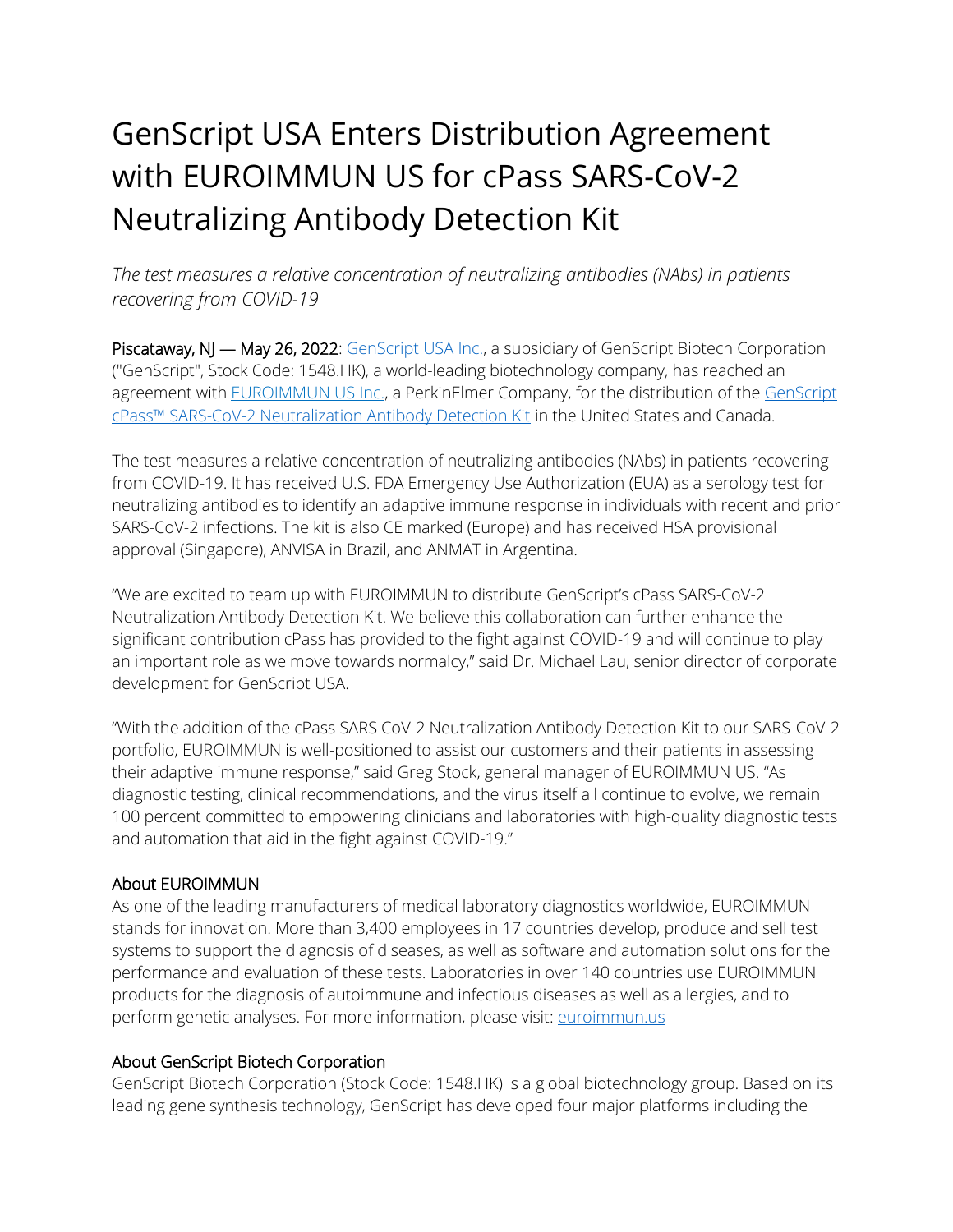# GenScript USA Enters Distribution Agreement with EUROIMMUN US for cPass SARS-CoV-2 Neutralizing Antibody Detection Kit

*The test measures a relative concentration of neutralizing antibodies (NAbs) in patients recovering from COVID-19*

**Piscataway, NJ — May 26, 2022**: [GenScript USA Inc.](), a subsidiary of GenScript Biotech Corporation ("GenScript", Stock Code: 1548.HK), a world-leading biotechnology company, has reached an agreement with [EUROIMMUN US Inc.](), a PerkinElmer Company, for the distribution of the [GenScript cPass™ SARS-CoV-2 Neutralization Antibody Detection Kit]() in the United States and Canada.

The test measures a relative concentration of neutralizing antibodies (NAbs) in patients recovering from COVID-19. It has received U.S. FDA Emergency Use Authorization (EUA) as a serology test for neutralizing antibodies to identify an adaptive immune response in individuals with recent and prior SARS-CoV-2 infections. The kit is also CE marked (Europe) and has received HSA provisional approval (Singapore), ANVISA in Brazil, and ANMAT in Argentina.

"We are excited to team up with EUROIMMUN to distribute GenScript's cPass SARS-CoV-2 Neutralization Antibody Detection Kit. We believe this collaboration can further enhance the significant contribution cPass has provided to the fight against COVID-19 and will continue to play an important role as we move towards normalcy," said Dr. Michael Lau, senior director of corporate development for GenScript USA.

"With the addition of the cPass SARS CoV-2 Neutralization Antibody Detection Kit to our SARS-CoV-2 portfolio, EUROIMMUN is well-positioned to assist our customers and their patients in assessing their adaptive immune response," said Greg Stock, general manager of EUROIMMUN US. "As diagnostic testing, clinical recommendations, and the virus itself all continue to evolve, we remain 100 percent committed to empowering clinicians and laboratories with high-quality diagnostic tests and automation that aid in the fight against COVID-19."

## About EUROIMMUN

As one of the leading manufacturers of medical laboratory diagnostics worldwide, EUROIMMUN stands for innovation. More than 3,400 employees in 17 countries develop, produce and sell test systems to support the diagnosis of diseases, as well as software and automation solutions for the performance and evaluation of these tests. Laboratories in over 140 countries use EUROIMMUN products for the diagnosis of autoimmune and infectious diseases as well as allergies, and to perform genetic analyses. For more information, please visit: [euroimmun.us]()

## About GenScript Biotech Corporation

GenScript Biotech Corporation (Stock Code: 1548.HK) is a global biotechnology group. Based on its leading gene synthesis technology, GenScript has developed four major platforms including the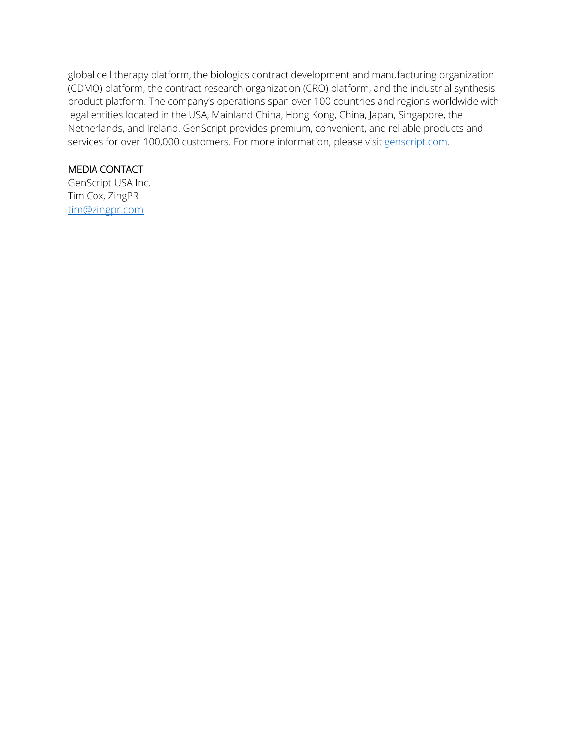global cell therapy platform, the biologics contract development and manufacturing organization (CDMO) platform, the contract research organization (CRO) platform, and the industrial synthesis product platform. The company's operations span over 100 countries and regions worldwide with legal entities located in the USA, Mainland China, Hong Kong, China, Japan, Singapore, the Netherlands, and Ireland. GenScript provides premium, convenient, and reliable products and services for over 100,000 customers. For more information, please visit [genscript.com](https://www.genscript.com).

MEDIA CONTACT
GenScript USA Inc.
Tim Cox, ZingPR
[tim@zingpr.com](mailto:tim@zingpr.com)